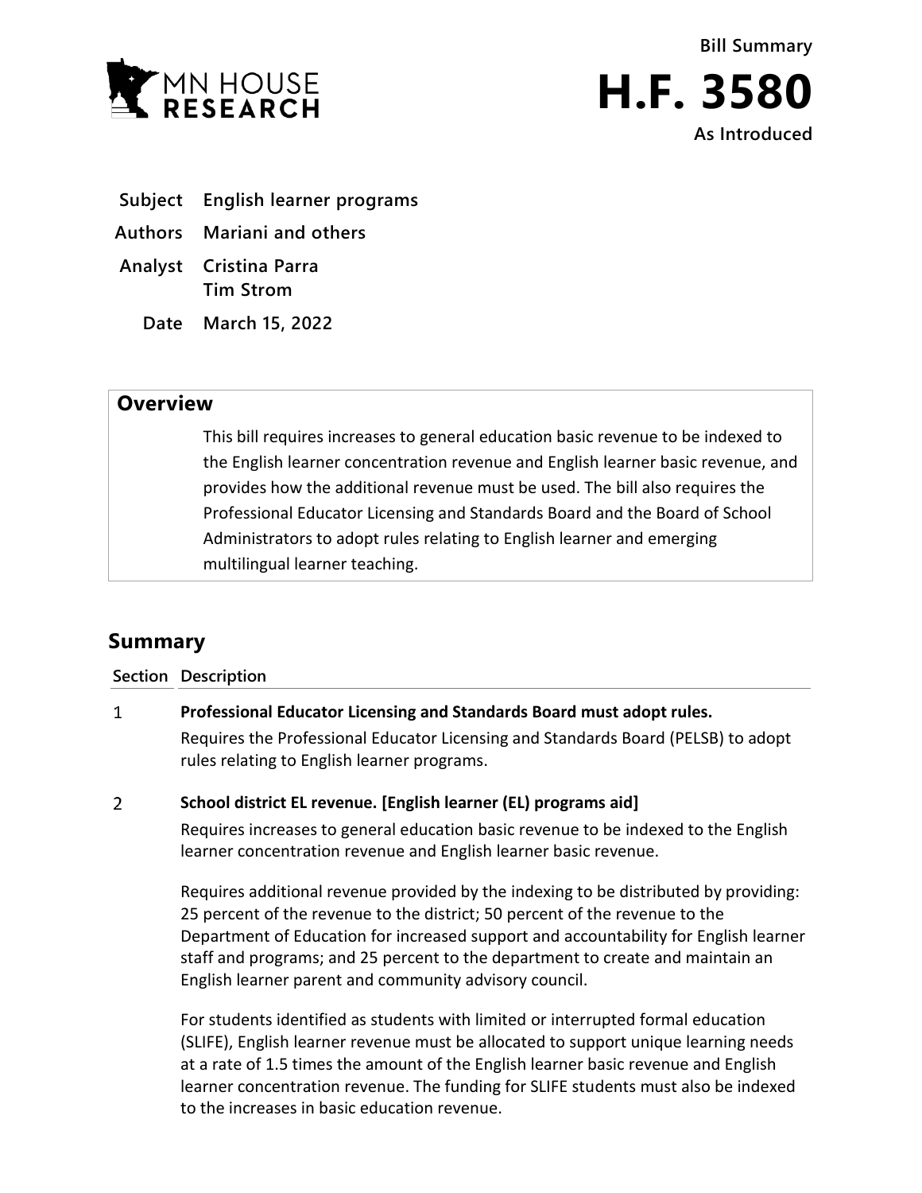Bill Summary

# H.F. 3580

As Introduced

| | |
|---|---|
| **Subject** | **English learner programs** |
| **Authors** | **Mariani and others** |
| **Analyst** | **Cristina Parra**<br>**Tim Strom** |
| **Date** | **March 15, 2022** |

## Overview

This bill requires increases to general education basic revenue to be indexed to the English learner concentration revenue and English learner basic revenue, and provides how the additional revenue must be used. The bill also requires the Professional Educator Licensing and Standards Board and the Board of School Administrators to adopt rules relating to English learner and emerging multilingual learner teaching.

## Summary

| Section | Description |
|---|---|
| 1 | **Professional Educator Licensing and Standards Board must adopt rules.**<br>Requires the Professional Educator Licensing and Standards Board (PELSB) to adopt rules relating to English learner programs. |
| 2 | **School district EL revenue. [English learner (EL) programs aid]**<br>Requires increases to general education basic revenue to be indexed to the English learner concentration revenue and English learner basic revenue.<br><br>Requires additional revenue provided by the indexing to be distributed by providing: 25 percent of the revenue to the district; 50 percent of the revenue to the Department of Education for increased support and accountability for English learner staff and programs; and 25 percent to the department to create and maintain an English learner parent and community advisory council.<br><br>For students identified as students with limited or interrupted formal education (SLIFE), English learner revenue must be allocated to support unique learning needs at a rate of 1.5 times the amount of the English learner basic revenue and English learner concentration revenue. The funding for SLIFE students must also be indexed to the increases in basic education revenue. |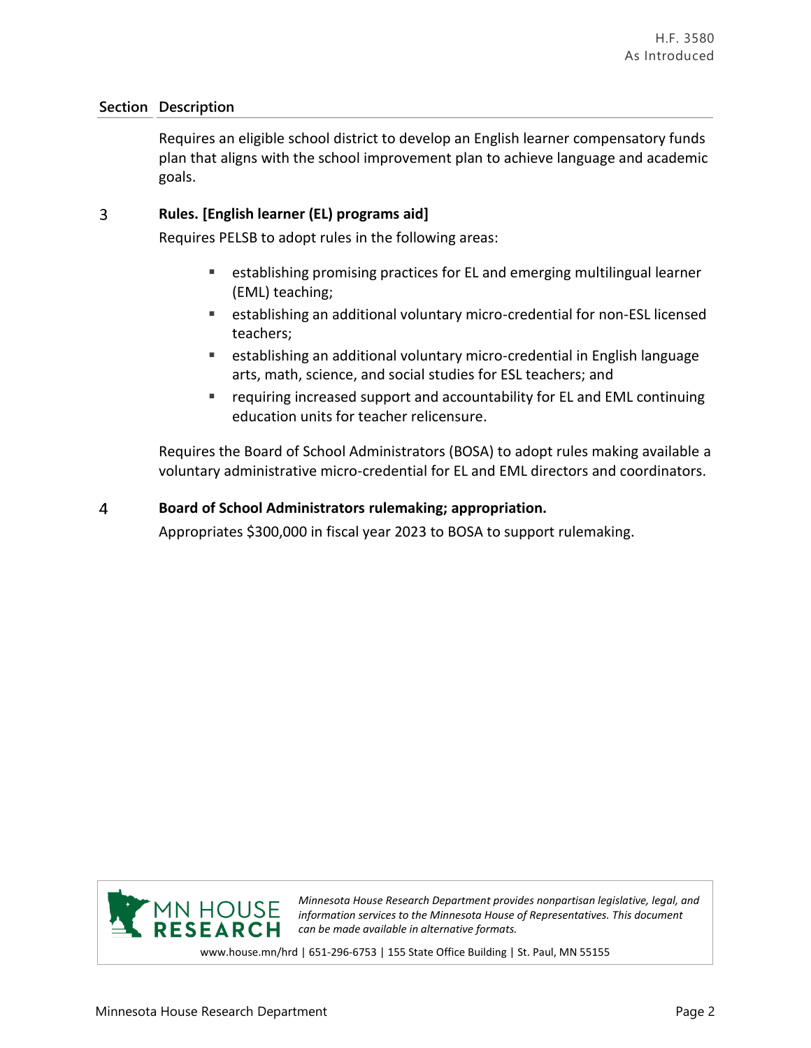| Section | Description |
|---|---|
| | Requires an eligible school district to develop an English learner compensatory funds plan that aligns with the school improvement plan to achieve language and academic goals. |
| 3 | **Rules. [English learner (EL) programs aid]**<br>Requires PELSB to adopt rules in the following areas:<br>▪ establishing promising practices for EL and emerging multilingual learner (EML) teaching;<br>▪ establishing an additional voluntary micro-credential for non-ESL licensed teachers;<br>▪ establishing an additional voluntary micro-credential in English language arts, math, science, and social studies for ESL teachers; and<br>▪ requiring increased support and accountability for EL and EML continuing education units for teacher relicensure.<br>Requires the Board of School Administrators (BOSA) to adopt rules making available a voluntary administrative micro-credential for EL and EML directors and coordinators. |
| 4 | **Board of School Administrators rulemaking; appropriation.**<br>Appropriates $300,000 in fiscal year 2023 to BOSA to support rulemaking. |

MN HOUSE RESEARCH

*Minnesota House Research Department provides nonpartisan legislative, legal, and information services to the Minnesota House of Representatives. This document can be made available in alternative formats.*

www.house.mn/hrd | 651-296-6753 | 155 State Office Building | St. Paul, MN 55155